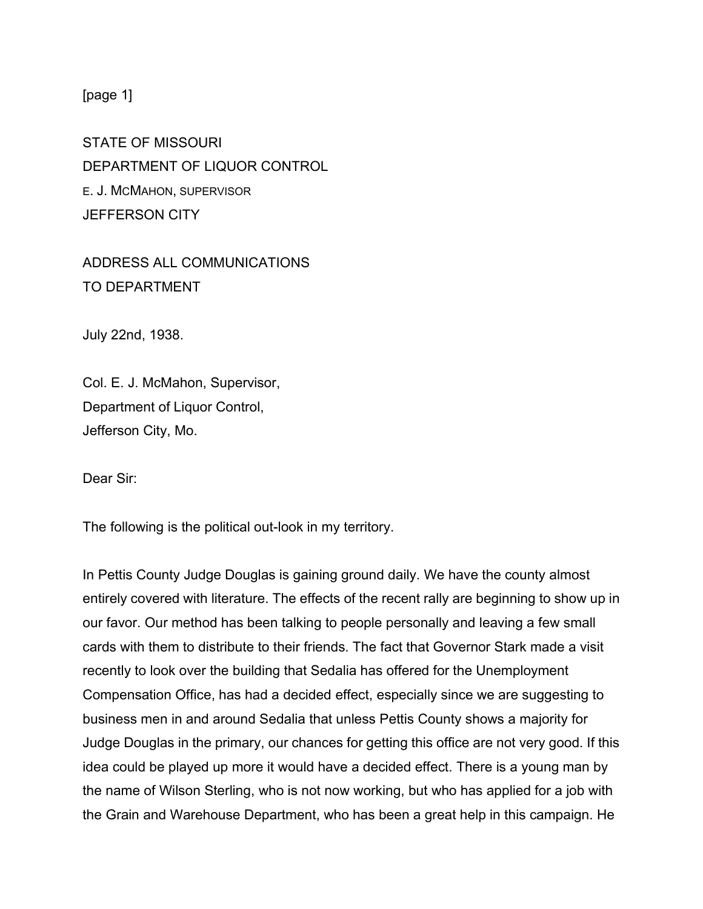[page 1]

STATE OF MISSOURI
DEPARTMENT OF LIQUOR CONTROL
E. J. MCMAHON, SUPERVISOR
JEFFERSON CITY

ADDRESS ALL COMMUNICATIONS
TO DEPARTMENT

July 22nd, 1938.

Col. E. J. McMahon, Supervisor,
Department of Liquor Control,
Jefferson City, Mo.

Dear Sir:

The following is the political out-look in my territory.

In Pettis County Judge Douglas is gaining ground daily. We have the county almost entirely covered with literature. The effects of the recent rally are beginning to show up in our favor. Our method has been talking to people personally and leaving a few small cards with them to distribute to their friends. The fact that Governor Stark made a visit recently to look over the building that Sedalia has offered for the Unemployment Compensation Office, has had a decided effect, especially since we are suggesting to business men in and around Sedalia that unless Pettis County shows a majority for Judge Douglas in the primary, our chances for getting this office are not very good. If this idea could be played up more it would have a decided effect. There is a young man by the name of Wilson Sterling, who is not now working, but who has applied for a job with the Grain and Warehouse Department, who has been a great help in this campaign. He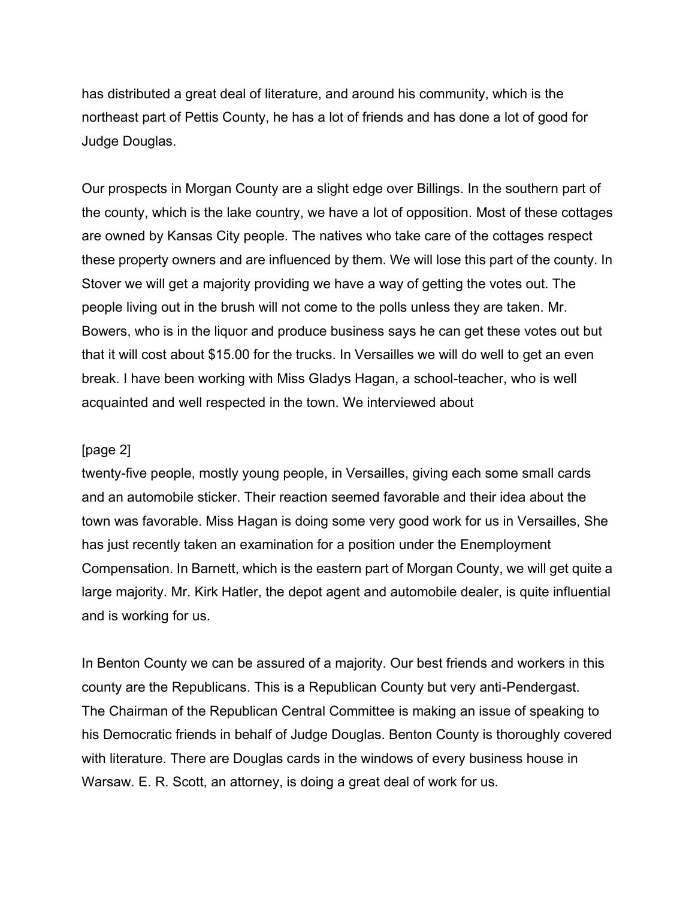has distributed a great deal of literature, and around his community, which is the northeast part of Pettis County, he has a lot of friends and has done a lot of good for Judge Douglas.

Our prospects in Morgan County are a slight edge over Billings. In the southern part of the county, which is the lake country, we have a lot of opposition. Most of these cottages are owned by Kansas City people. The natives who take care of the cottages respect these property owners and are influenced by them. We will lose this part of the county. In Stover we will get a majority providing we have a way of getting the votes out. The people living out in the brush will not come to the polls unless they are taken. Mr. Bowers, who is in the liquor and produce business says he can get these votes out but that it will cost about $15.00 for the trucks. In Versailles we will do well to get an even break. I have been working with Miss Gladys Hagan, a school-teacher, who is well acquainted and well respected in the town. We interviewed about

[page 2]
twenty-five people, mostly young people, in Versailles, giving each some small cards and an automobile sticker. Their reaction seemed favorable and their idea about the town was favorable. Miss Hagan is doing some very good work for us in Versailles, She has just recently taken an examination for a position under the Enemployment Compensation. In Barnett, which is the eastern part of Morgan County, we will get quite a large majority. Mr. Kirk Hatler, the depot agent and automobile dealer, is quite influential and is working for us.

In Benton County we can be assured of a majority. Our best friends and workers in this county are the Republicans. This is a Republican County but very anti-Pendergast. The Chairman of the Republican Central Committee is making an issue of speaking to his Democratic friends in behalf of Judge Douglas. Benton County is thoroughly covered with literature. There are Douglas cards in the windows of every business house in Warsaw. E. R. Scott, an attorney, is doing a great deal of work for us.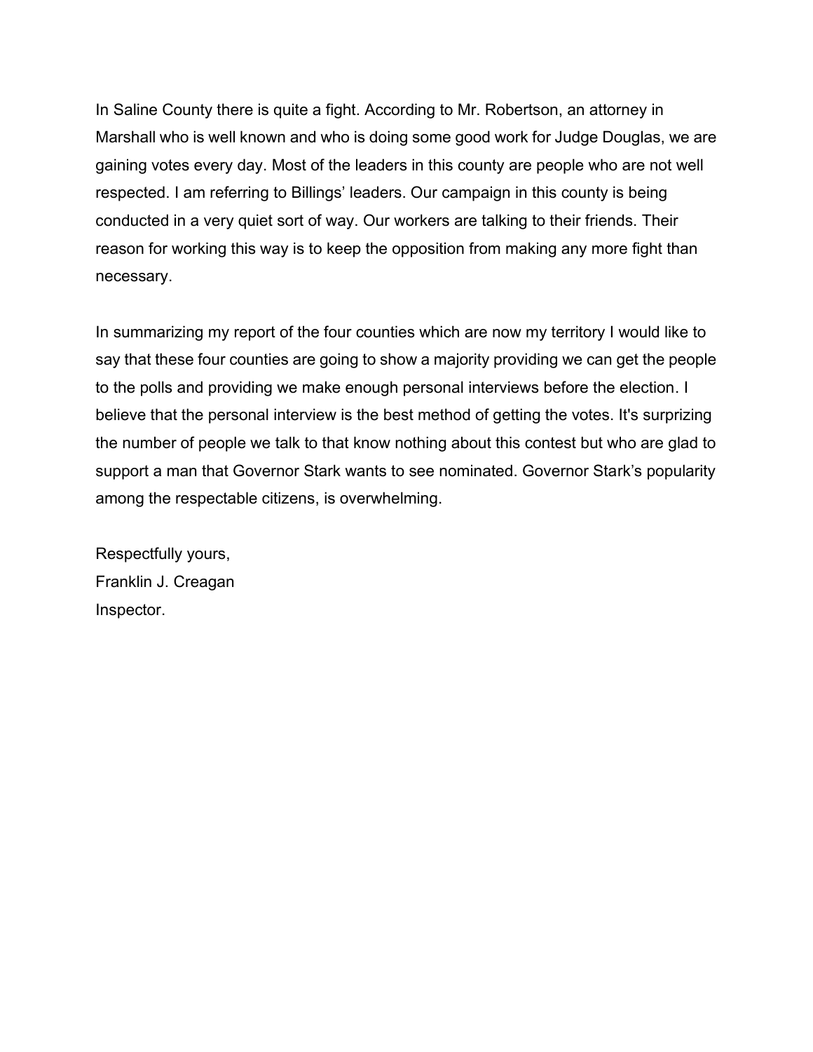In Saline County there is quite a fight. According to Mr. Robertson, an attorney in Marshall who is well known and who is doing some good work for Judge Douglas, we are gaining votes every day. Most of the leaders in this county are people who are not well respected. I am referring to Billings' leaders. Our campaign in this county is being conducted in a very quiet sort of way. Our workers are talking to their friends. Their reason for working this way is to keep the opposition from making any more fight than necessary.

In summarizing my report of the four counties which are now my territory I would like to say that these four counties are going to show a majority providing we can get the people to the polls and providing we make enough personal interviews before the election. I believe that the personal interview is the best method of getting the votes. It's surprizing the number of people we talk to that know nothing about this contest but who are glad to support a man that Governor Stark wants to see nominated. Governor Stark's popularity among the respectable citizens, is overwhelming.

Respectfully yours,  
Franklin J. Creagan  
Inspector.